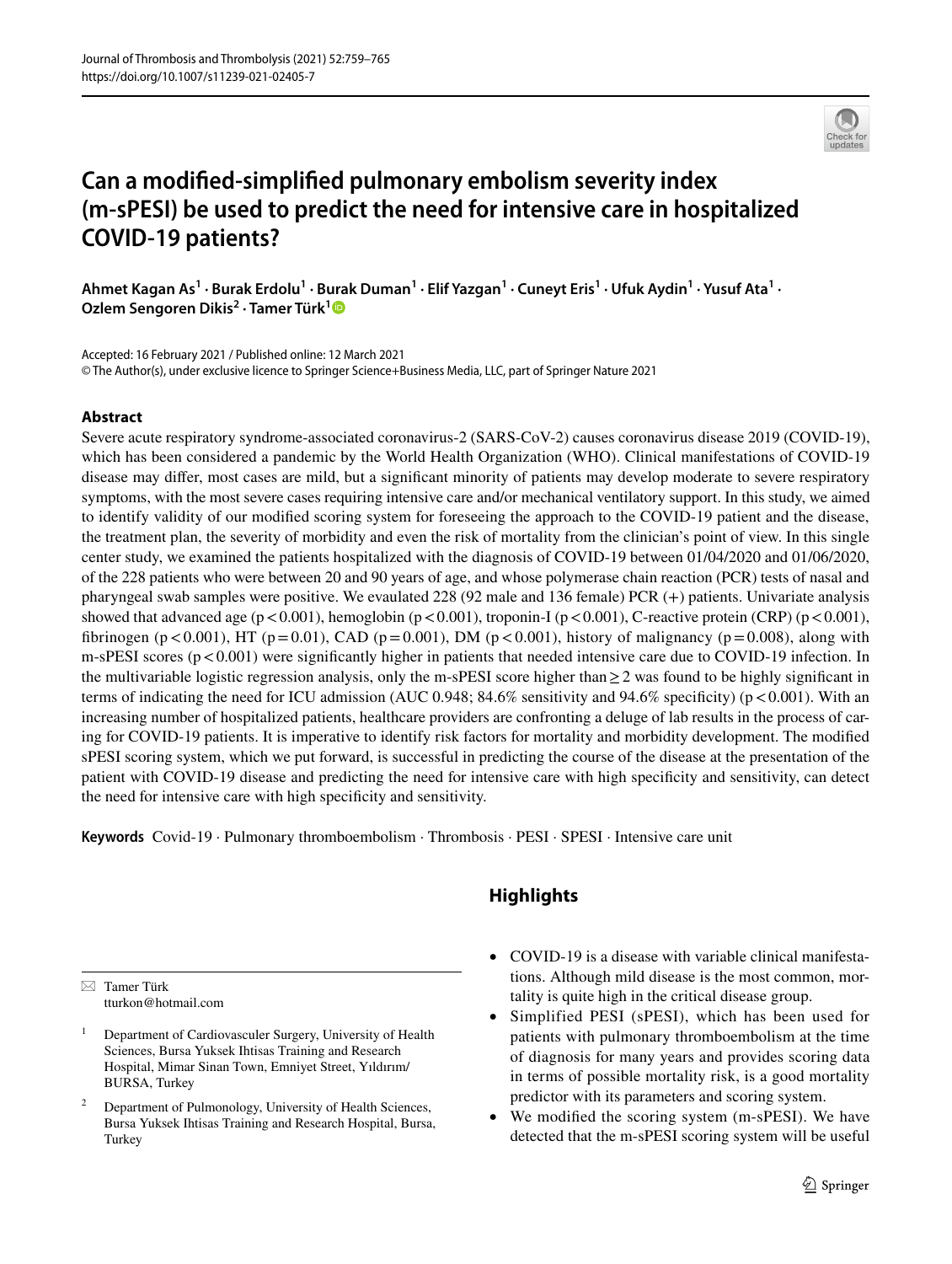# Can a modified-simplified pulmonary embolism severity index (m-sPESI) be used to predict the need for intensive care in hospitalized COVID-19 patients?

**Ahmet Kagan As[1] · Burak Erdolu[1] · Burak Duman[1] · Elif Yazgan[1] · Cuneyt Eris[1] · Ufuk Aydin[1] · Yusuf Ata[1] · Ozlem Sengoren Dikis[2] · Tamer Türk[1]**

Accepted: 16 February 2021 / Published online: 12 March 2021
© The Author(s), under exclusive licence to Springer Science+Business Media, LLC, part of Springer Nature 2021

## Abstract

Severe acute respiratory syndrome-associated coronavirus-2 (SARS-CoV-2) causes coronavirus disease 2019 (COVID-19), which has been considered a pandemic by the World Health Organization (WHO). Clinical manifestations of COVID-19 disease may differ, most cases are mild, but a significant minority of patients may develop moderate to severe respiratory symptoms, with the most severe cases requiring intensive care and/or mechanical ventilatory support. In this study, we aimed to identify validity of our modified scoring system for foreseeing the approach to the COVID-19 patient and the disease, the treatment plan, the severity of morbidity and even the risk of mortality from the clinician's point of view. In this single center study, we examined the patients hospitalized with the diagnosis of COVID-19 between 01/04/2020 and 01/06/2020, of the 228 patients who were between 20 and 90 years of age, and whose polymerase chain reaction (PCR) tests of nasal and pharyngeal swab samples were positive. We evaulated 228 (92 male and 136 female) PCR (+) patients. Univariate analysis showed that advanced age ($p < 0.001$), hemoglobin ($p < 0.001$), troponin-I ($p < 0.001$), C-reactive protein (CRP) ($p < 0.001$), fibrinogen ($p < 0.001$), HT ($p = 0.01$), CAD ($p = 0.001$), DM ($p < 0.001$), history of malignancy ($p = 0.008$), along with m-sPESI scores ($p < 0.001$) were significantly higher in patients that needed intensive care due to COVID-19 infection. In the multivariable logistic regression analysis, only the m-sPESI score higher than $\geq 2$ was found to be highly significant in terms of indicating the need for ICU admission (AUC 0.948; 84.6% sensitivity and 94.6% specificity) ($p < 0.001$). With an increasing number of hospitalized patients, healthcare providers are confronting a deluge of lab results in the process of caring for COVID-19 patients. It is imperative to identify risk factors for mortality and morbidity development. The modified sPESI scoring system, which we put forward, is successful in predicting the course of the disease at the presentation of the patient with COVID-19 disease and predicting the need for intensive care with high specificity and sensitivity, can detect the need for intensive care with high specificity and sensitivity.

**Keywords** Covid-19 · Pulmonary thromboembolism · Thrombosis · PESI · SPESI · Intensive care unit

## Highlights

- COVID-19 is a disease with variable clinical manifestations. Although mild disease is the most common, mortality is quite high in the critical disease group.
- Simplified PESI (sPESI), which has been used for patients with pulmonary thromboembolism at the time of diagnosis for many years and provides scoring data in terms of possible mortality risk, is a good mortality predictor with its parameters and scoring system.
- We modified the scoring system (m-sPESI). We have detected that the m-sPESI scoring system will be useful

---

✉ Tamer Türk
tturkon@hotmail.com

[1] Department of Cardiovasculer Surgery, University of Health Sciences, Bursa Yuksek Ihtisas Training and Research Hospital, Mimar Sinan Town, Emniyet Street, Yıldırım/BURSA, Turkey

[2] Department of Pulmonology, University of Health Sciences, Bursa Yuksek Ihtisas Training and Research Hospital, Bursa, Turkey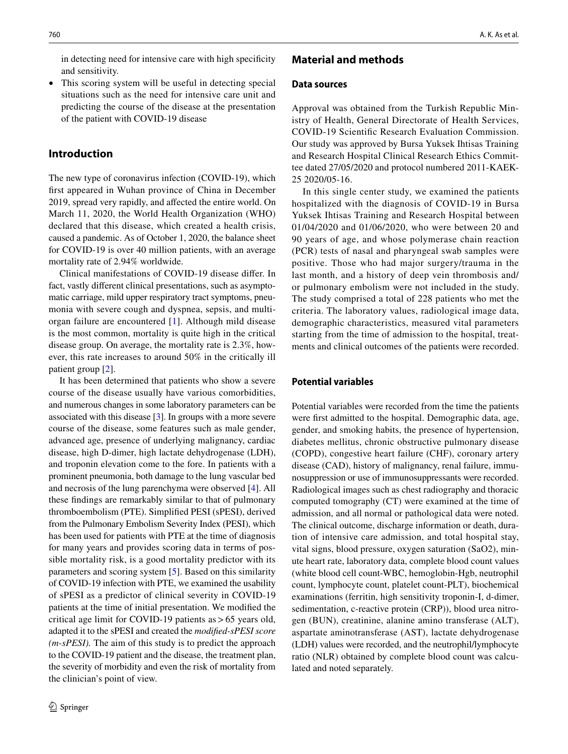in detecting need for intensive care with high specificity and sensitivity.

- This scoring system will be useful in detecting special situations such as the need for intensive care unit and predicting the course of the disease at the presentation of the patient with COVID-19 disease

## Introduction

The new type of coronavirus infection (COVID-19), which first appeared in Wuhan province of China in December 2019, spread very rapidly, and affected the entire world. On March 11, 2020, the World Health Organization (WHO) declared that this disease, which created a health crisis, caused a pandemic. As of October 1, 2020, the balance sheet for COVID-19 is over 40 million patients, with an average mortality rate of 2.94% worldwide.

Clinical manifestations of COVID-19 disease differ. In fact, vastly different clinical presentations, such as asymptomatic carriage, mild upper respiratory tract symptoms, pneumonia with severe cough and dyspnea, sepsis, and multi-organ failure are encountered [1]. Although mild disease is the most common, mortality is quite high in the critical disease group. On average, the mortality rate is 2.3%, however, this rate increases to around 50% in the critically ill patient group [2].

It has been determined that patients who show a severe course of the disease usually have various comorbidities, and numerous changes in some laboratory parameters can be associated with this disease [3]. In groups with a more severe course of the disease, some features such as male gender, advanced age, presence of underlying malignancy, cardiac disease, high D-dimer, high lactate dehydrogenase (LDH), and troponin elevation come to the fore. In patients with a prominent pneumonia, both damage to the lung vascular bed and necrosis of the lung parenchyma were observed [4]. All these findings are remarkably similar to that of pulmonary thromboembolism (PTE). Simplified PESI (sPESI), derived from the Pulmonary Embolism Severity Index (PESI), which has been used for patients with PTE at the time of diagnosis for many years and provides scoring data in terms of possible mortality risk, is a good mortality predictor with its parameters and scoring system [5]. Based on this similarity of COVID-19 infection with PTE, we examined the usability of sPESI as a predictor of clinical severity in COVID-19 patients at the time of initial presentation. We modified the critical age limit for COVID-19 patients as > 65 years old, adapted it to the sPESI and created the *modified-sPESI score (m-sPESI).* The aim of this study is to predict the approach to the COVID-19 patient and the disease, the treatment plan, the severity of morbidity and even the risk of mortality from the clinician's point of view.

## Material and methods

### Data sources

Approval was obtained from the Turkish Republic Ministry of Health, General Directorate of Health Services, COVID-19 Scientific Research Evaluation Commission. Our study was approved by Bursa Yuksek Ihtisas Training and Research Hospital Clinical Research Ethics Committee dated 27/05/2020 and protocol numbered 2011-KAEK-25 2020/05-16.

In this single center study, we examined the patients hospitalized with the diagnosis of COVID-19 in Bursa Yuksek Ihtisas Training and Research Hospital between 01/04/2020 and 01/06/2020, who were between 20 and 90 years of age, and whose polymerase chain reaction (PCR) tests of nasal and pharyngeal swab samples were positive. Those who had major surgery/trauma in the last month, and a history of deep vein thrombosis and/or pulmonary embolism were not included in the study. The study comprised a total of 228 patients who met the criteria. The laboratory values, radiological image data, demographic characteristics, measured vital parameters starting from the time of admission to the hospital, treatments and clinical outcomes of the patients were recorded.

### Potential variables

Potential variables were recorded from the time the patients were first admitted to the hospital. Demographic data, age, gender, and smoking habits, the presence of hypertension, diabetes mellitus, chronic obstructive pulmonary disease (COPD), congestive heart failure (CHF), coronary artery disease (CAD), history of malignancy, renal failure, immunosuppression or use of immunosuppressants were recorded. Radiological images such as chest radiography and thoracic computed tomography (CT) were examined at the time of admission, and all normal or pathological data were noted. The clinical outcome, discharge information or death, duration of intensive care admission, and total hospital stay, vital signs, blood pressure, oxygen saturation (SaO2), minute heart rate, laboratory data, complete blood count values (white blood cell count-WBC, hemoglobin-Hgb, neutrophil count, lymphocyte count, platelet count-PLT), biochemical examinations (ferritin, high sensitivity troponin-I, d-dimer, sedimentation, c-reactive protein (CRP)), blood urea nitrogen (BUN), creatinine, alanine amino transferase (ALT), aspartate aminotransferase (AST), lactate dehydrogenase (LDH) values were recorded, and the neutrophil/lymphocyte ratio (NLR) obtained by complete blood count was calculated and noted separately.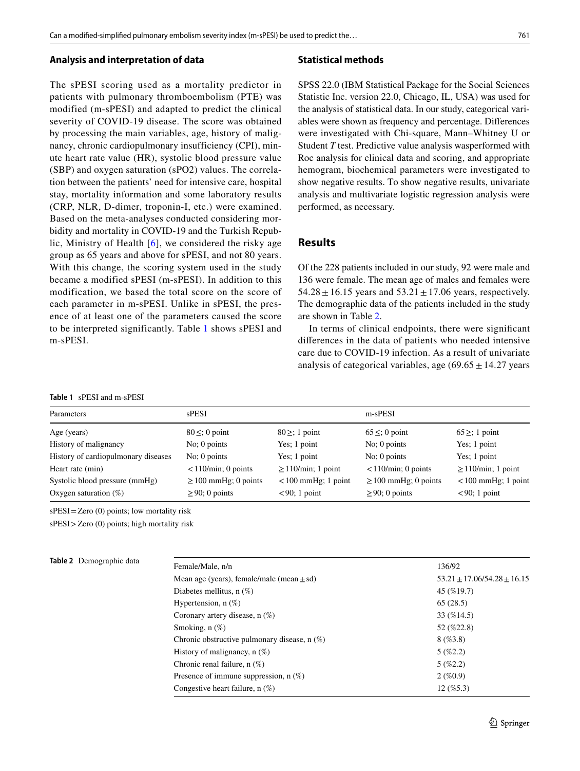## Analysis and interpretation of data

The sPESI scoring used as a mortality predictor in patients with pulmonary thromboembolism (PTE) was modified (m-sPESI) and adapted to predict the clinical severity of COVID-19 disease. The score was obtained by processing the main variables, age, history of malignancy, chronic cardiopulmonary insufficiency (CPI), minute heart rate value (HR), systolic blood pressure value (SBP) and oxygen saturation (sPO2) values. The correlation between the patients' need for intensive care, hospital stay, mortality information and some laboratory results (CRP, NLR, D-dimer, troponin-I, etc.) were examined. Based on the meta-analyses conducted considering morbidity and mortality in COVID-19 and the Turkish Republic, Ministry of Health [6], we considered the risky age group as 65 years and above for sPESI, and not 80 years. With this change, the scoring system used in the study became a modified sPESI (m-sPESI). In addition to this modification, we based the total score on the score of each parameter in m-sPESI. Unlike in sPESI, the presence of at least one of the parameters caused the score to be interpreted significantly. Table 1 shows sPESI and m-sPESI.

## Statistical methods

SPSS 22.0 (IBM Statistical Package for the Social Sciences Statistic Inc. version 22.0, Chicago, IL, USA) was used for the analysis of statistical data. In our study, categorical variables were shown as frequency and percentage. Differences were investigated with Chi-square, Mann–Whitney U or Student *T* test. Predictive value analysis wasperformed with Roc analysis for clinical data and scoring, and appropriate hemogram, biochemical parameters were investigated to show negative results. To show negative results, univariate analysis and multivariate logistic regression analysis were performed, as necessary.

## Results

Of the 228 patients included in our study, 92 were male and 136 were female. The mean age of males and females were $54.28 \pm 16.15$ years and $53.21 \pm 17.06$ years, respectively. The demographic data of the patients included in the study are shown in Table 2.

In terms of clinical endpoints, there were significant differences in the data of patients who needed intensive care due to COVID-19 infection. As a result of univariate analysis of categorical variables, age ($69.65 \pm 14.27$ years

**Table 1** sPESI and m-sPESI

| Parameters | sPESI | | m-sPESI | |
|---|---|---|---|---|
| Age (years) | 80 ≤; 0 point | 80 ≥; 1 point | 65 ≤; 0 point | 65 ≥; 1 point |
| History of malignancy | No; 0 points | Yes; 1 point | No; 0 points | Yes; 1 point |
| History of cardiopulmonary diseases | No; 0 points | Yes; 1 point | No; 0 points | Yes; 1 point |
| Heart rate (min) | < 110/min; 0 points | ≥ 110/min; 1 point | < 110/min; 0 points | ≥ 110/min; 1 point |
| Systolic blood pressure (mmHg) | ≥ 100 mmHg; 0 points | < 100 mmHg; 1 point | ≥ 100 mmHg; 0 points | < 100 mmHg; 1 point |
| Oxygen saturation (%) | ≥ 90; 0 points | < 90; 1 point | ≥ 90; 0 points | < 90; 1 point |

sPESI = Zero (0) points; low mortality risk

sPESI > Zero (0) points; high mortality risk

**Table 2** Demographic data

| | |
|---|---|
| Female/Male, n/n | 136/92 |
| Mean age (years), female/male (mean ± sd) | 53.21 ± 17.06/54.28 ± 16.15 |
| Diabetes mellitus, n (%) | 45 (%19.7) |
| Hypertension, n (%) | 65 (28.5) |
| Coronary artery disease, n (%) | 33 (%14.5) |
| Smoking, n (%) | 52 (%22.8) |
| Chronic obstructive pulmonary disease, n (%) | 8 (%3.8) |
| History of malignancy, n (%) | 5 (%2.2) |
| Chronic renal failure, n (%) | 5 (%2.2) |
| Presence of immune suppression, n (%) | 2 (%0.9) |
| Congestive heart failure, n (%) | 12 (%5.3) |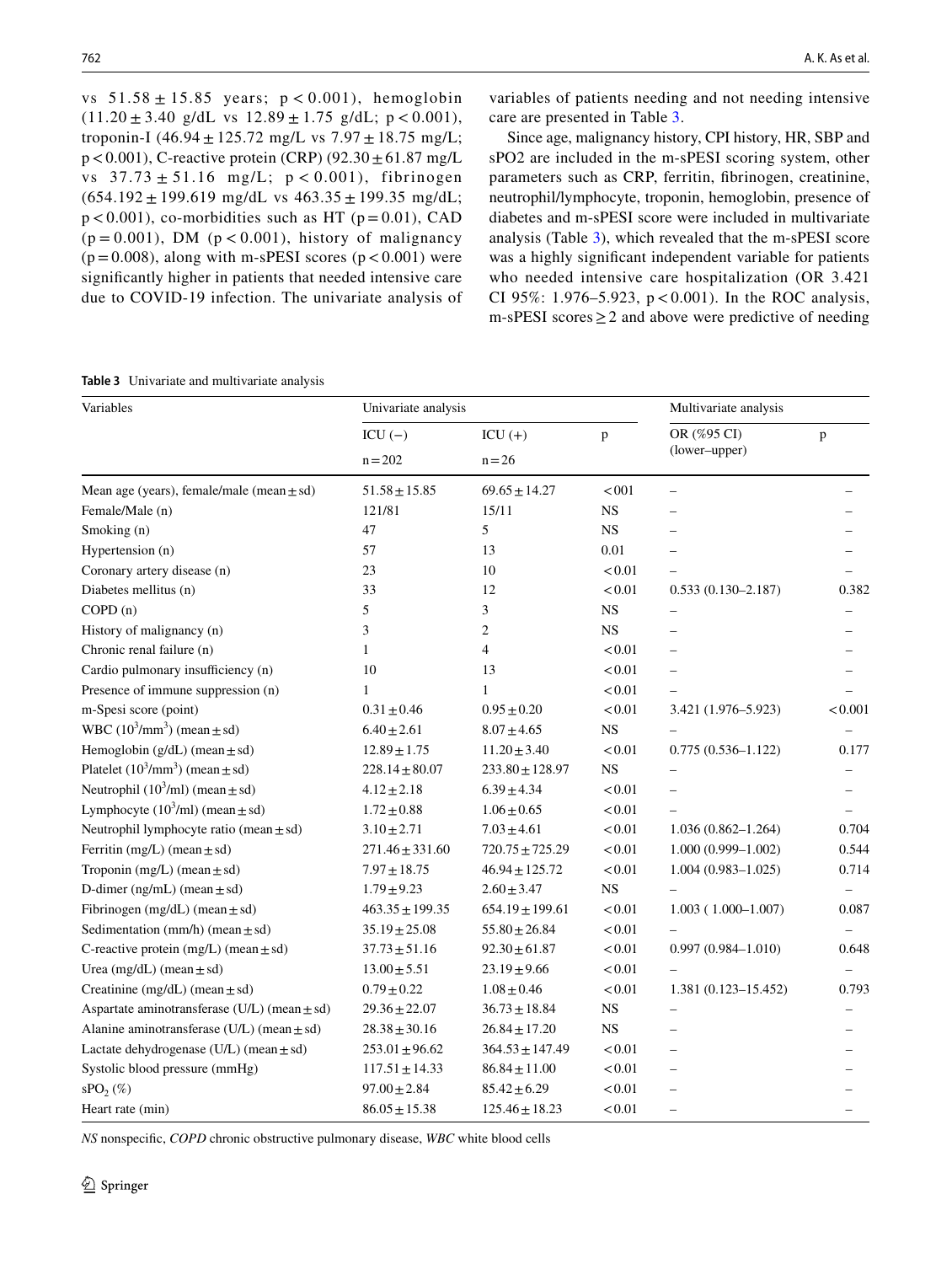vs $51.58 \pm 15.85$ years; $p < 0.001$), hemoglobin ($11.20 \pm 3.40$ g/dL vs $12.89 \pm 1.75$ g/dL; $p < 0.001$), troponin-I ($46.94 \pm 125.72$ mg/L vs $7.97 \pm 18.75$ mg/L; $p < 0.001$), C-reactive protein (CRP) ($92.30 \pm 61.87$ mg/L vs $37.73 \pm 51.16$ mg/L; $p < 0.001$), fibrinogen ($654.192 \pm 199.619$ mg/dL vs $463.35 \pm 199.35$ mg/dL; $p < 0.001$), co-morbidities such as HT ($p = 0.01$), CAD ($p = 0.001$), DM ($p < 0.001$), history of malignancy ($p = 0.008$), along with m-sPESI scores ($p < 0.001$) were significantly higher in patients that needed intensive care due to COVID-19 infection. The univariate analysis of variables of patients needing and not needing intensive care are presented in Table 3.

Since age, malignancy history, CPI history, HR, SBP and sPO2 are included in the m-sPESI scoring system, other parameters such as CRP, ferritin, fibrinogen, creatinine, neutrophil/lymphocyte, troponin, hemoglobin, presence of diabetes and m-sPESI score were included in multivariate analysis (Table 3), which revealed that the m-sPESI score was a highly significant independent variable for patients who needed intensive care hospitalization (OR 3.421 CI 95%: 1.976–5.923, $p < 0.001$). In the ROC analysis, m-sPESI scores $\geq 2$ and above were predictive of needing

**Table 3** Univariate and multivariate analysis

| Variables | Univariate analysis | | | Multivariate analysis | |
|---|---|---|---|---|---|
| | ICU (−) n = 202 | ICU (+) n = 26 | p | OR (%95 CI) (lower–upper) | p |
| Mean age (years), female/male (mean ± sd) | 51.58 ± 15.85 | 69.65 ± 14.27 | < 001 | – | – |
| Female/Male (n) | 121/81 | 15/11 | NS | – | – |
| Smoking (n) | 47 | 5 | NS | – | – |
| Hypertension (n) | 57 | 13 | 0.01 | – | – |
| Coronary artery disease (n) | 23 | 10 | < 0.01 | – | – |
| Diabetes mellitus (n) | 33 | 12 | < 0.01 | 0.533 (0.130–2.187) | 0.382 |
| COPD (n) | 5 | 3 | NS | – | – |
| History of malignancy (n) | 3 | 2 | NS | – | – |
| Chronic renal failure (n) | 1 | 4 | < 0.01 | – | – |
| Cardio pulmonary insufficiency (n) | 10 | 13 | < 0.01 | – | – |
| Presence of immune suppression (n) | 1 | 1 | < 0.01 | – | – |
| m-Spesi score (point) | 0.31 ± 0.46 | 0.95 ± 0.20 | < 0.01 | 3.421 (1.976–5.923) | < 0.001 |
| WBC ($10^3$/mm$^3$) (mean ± sd) | 6.40 ± 2.61 | 8.07 ± 4.65 | NS | – | – |
| Hemoglobin (g/dL) (mean ± sd) | 12.89 ± 1.75 | 11.20 ± 3.40 | < 0.01 | 0.775 (0.536–1.122) | 0.177 |
| Platelet ($10^3$/mm$^3$) (mean ± sd) | 228.14 ± 80.07 | 233.80 ± 128.97 | NS | – | – |
| Neutrophil ($10^3$/ml) (mean ± sd) | 4.12 ± 2.18 | 6.39 ± 4.34 | < 0.01 | – | – |
| Lymphocyte ($10^3$/ml) (mean ± sd) | 1.72 ± 0.88 | 1.06 ± 0.65 | < 0.01 | – | – |
| Neutrophil lymphocyte ratio (mean ± sd) | 3.10 ± 2.71 | 7.03 ± 4.61 | < 0.01 | 1.036 (0.862–1.264) | 0.704 |
| Ferritin (mg/L) (mean ± sd) | 271.46 ± 331.60 | 720.75 ± 725.29 | < 0.01 | 1.000 (0.999–1.002) | 0.544 |
| Troponin (mg/L) (mean ± sd) | 7.97 ± 18.75 | 46.94 ± 125.72 | < 0.01 | 1.004 (0.983–1.025) | 0.714 |
| D-dimer (ng/mL) (mean ± sd) | 1.79 ± 9.23 | 2.60 ± 3.47 | NS | – | – |
| Fibrinogen (mg/dL) (mean ± sd) | 463.35 ± 199.35 | 654.19 ± 199.61 | < 0.01 | 1.003 ( 1.000–1.007) | 0.087 |
| Sedimentation (mm/h) (mean ± sd) | 35.19 ± 25.08 | 55.80 ± 26.84 | < 0.01 | – | – |
| C-reactive protein (mg/L) (mean ± sd) | 37.73 ± 51.16 | 92.30 ± 61.87 | < 0.01 | 0.997 (0.984–1.010) | 0.648 |
| Urea (mg/dL) (mean ± sd) | 13.00 ± 5.51 | 23.19 ± 9.66 | < 0.01 | – | – |
| Creatinine (mg/dL) (mean ± sd) | 0.79 ± 0.22 | 1.08 ± 0.46 | < 0.01 | 1.381 (0.123–15.452) | 0.793 |
| Aspartate aminotransferase (U/L) (mean ± sd) | 29.36 ± 22.07 | 36.73 ± 18.84 | NS | – | – |
| Alanine aminotransferase (U/L) (mean ± sd) | 28.38 ± 30.16 | 26.84 ± 17.20 | NS | – | – |
| Lactate dehydrogenase (U/L) (mean ± sd) | 253.01 ± 96.62 | 364.53 ± 147.49 | < 0.01 | – | – |
| Systolic blood pressure (mmHg) | 117.51 ± 14.33 | 86.84 ± 11.00 | < 0.01 | – | – |
| $sPO_2$ (%) | 97.00 ± 2.84 | 85.42 ± 6.29 | < 0.01 | – | – |
| Heart rate (min) | 86.05 ± 15.38 | 125.46 ± 18.23 | < 0.01 | – | – |

*NS* nonspecific, *COPD* chronic obstructive pulmonary disease, *WBC* white blood cells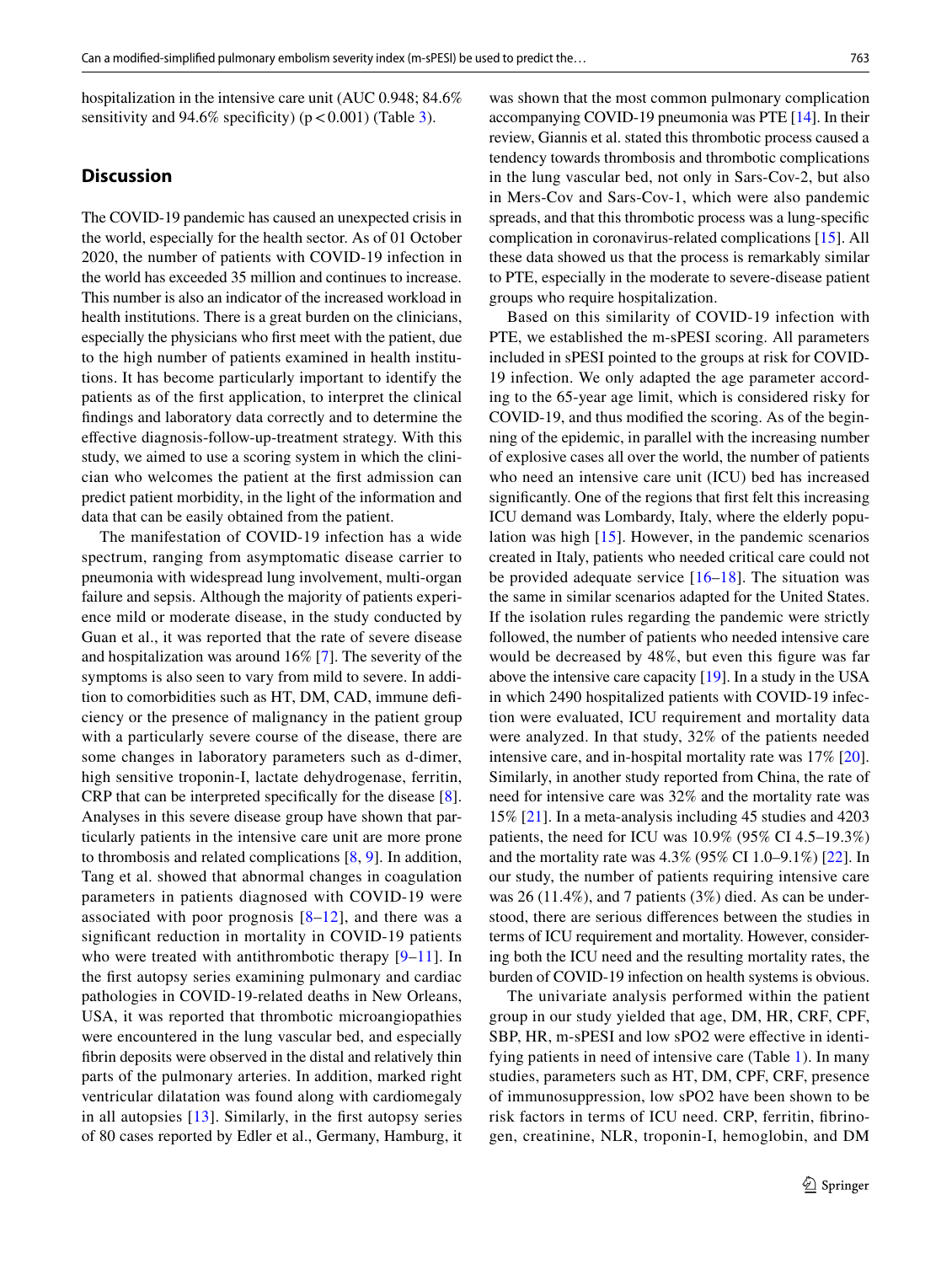hospitalization in the intensive care unit (AUC 0.948; 84.6% sensitivity and 94.6% specificity) ($p < 0.001$) (Table 3).

## Discussion

The COVID-19 pandemic has caused an unexpected crisis in the world, especially for the health sector. As of 01 October 2020, the number of patients with COVID-19 infection in the world has exceeded 35 million and continues to increase. This number is also an indicator of the increased workload in health institutions. There is a great burden on the clinicians, especially the physicians who first meet with the patient, due to the high number of patients examined in health institutions. It has become particularly important to identify the patients as of the first application, to interpret the clinical findings and laboratory data correctly and to determine the effective diagnosis-follow-up-treatment strategy. With this study, we aimed to use a scoring system in which the clinician who welcomes the patient at the first admission can predict patient morbidity, in the light of the information and data that can be easily obtained from the patient.

The manifestation of COVID-19 infection has a wide spectrum, ranging from asymptomatic disease carrier to pneumonia with widespread lung involvement, multi-organ failure and sepsis. Although the majority of patients experience mild or moderate disease, in the study conducted by Guan et al., it was reported that the rate of severe disease and hospitalization was around 16% [7]. The severity of the symptoms is also seen to vary from mild to severe. In addition to comorbidities such as HT, DM, CAD, immune deficiency or the presence of malignancy in the patient group with a particularly severe course of the disease, there are some changes in laboratory parameters such as d-dimer, high sensitive troponin-I, lactate dehydrogenase, ferritin, CRP that can be interpreted specifically for the disease [8]. Analyses in this severe disease group have shown that particularly patients in the intensive care unit are more prone to thrombosis and related complications [8, 9]. In addition, Tang et al. showed that abnormal changes in coagulation parameters in patients diagnosed with COVID-19 were associated with poor prognosis [8–12], and there was a significant reduction in mortality in COVID-19 patients who were treated with antithrombotic therapy [9–11]. In the first autopsy series examining pulmonary and cardiac pathologies in COVID-19-related deaths in New Orleans, USA, it was reported that thrombotic microangiopathies were encountered in the lung vascular bed, and especially fibrin deposits were observed in the distal and relatively thin parts of the pulmonary arteries. In addition, marked right ventricular dilatation was found along with cardiomegaly in all autopsies [13]. Similarly, in the first autopsy series of 80 cases reported by Edler et al., Germany, Hamburg, it was shown that the most common pulmonary complication accompanying COVID-19 pneumonia was PTE [14]. In their review, Giannis et al. stated this thrombotic process caused a tendency towards thrombosis and thrombotic complications in the lung vascular bed, not only in Sars-Cov-2, but also in Mers-Cov and Sars-Cov-1, which were also pandemic spreads, and that this thrombotic process was a lung-specific complication in coronavirus-related complications [15]. All these data showed us that the process is remarkably similar to PTE, especially in the moderate to severe-disease patient groups who require hospitalization.

Based on this similarity of COVID-19 infection with PTE, we established the m-sPESI scoring. All parameters included in sPESI pointed to the groups at risk for COVID-19 infection. We only adapted the age parameter according to the 65-year age limit, which is considered risky for COVID-19, and thus modified the scoring. As of the beginning of the epidemic, in parallel with the increasing number of explosive cases all over the world, the number of patients who need an intensive care unit (ICU) bed has increased significantly. One of the regions that first felt this increasing ICU demand was Lombardy, Italy, where the elderly population was high [15]. However, in the pandemic scenarios created in Italy, patients who needed critical care could not be provided adequate service [16–18]. The situation was the same in similar scenarios adapted for the United States. If the isolation rules regarding the pandemic were strictly followed, the number of patients who needed intensive care would be decreased by 48%, but even this figure was far above the intensive care capacity [19]. In a study in the USA in which 2490 hospitalized patients with COVID-19 infection were evaluated, ICU requirement and mortality data were analyzed. In that study, 32% of the patients needed intensive care, and in-hospital mortality rate was 17% [20]. Similarly, in another study reported from China, the rate of need for intensive care was 32% and the mortality rate was 15% [21]. In a meta-analysis including 45 studies and 4203 patients, the need for ICU was 10.9% (95% CI 4.5–19.3%) and the mortality rate was 4.3% (95% CI 1.0–9.1%) [22]. In our study, the number of patients requiring intensive care was 26 (11.4%), and 7 patients (3%) died. As can be understood, there are serious differences between the studies in terms of ICU requirement and mortality. However, considering both the ICU need and the resulting mortality rates, the burden of COVID-19 infection on health systems is obvious.

The univariate analysis performed within the patient group in our study yielded that age, DM, HR, CRF, CPF, SBP, HR, m-sPESI and low sPO2 were effective in identifying patients in need of intensive care (Table 1). In many studies, parameters such as HT, DM, CPF, CRF, presence of immunosuppression, low sPO2 have been shown to be risk factors in terms of ICU need. CRP, ferritin, fibrinogen, creatinine, NLR, troponin-I, hemoglobin, and DM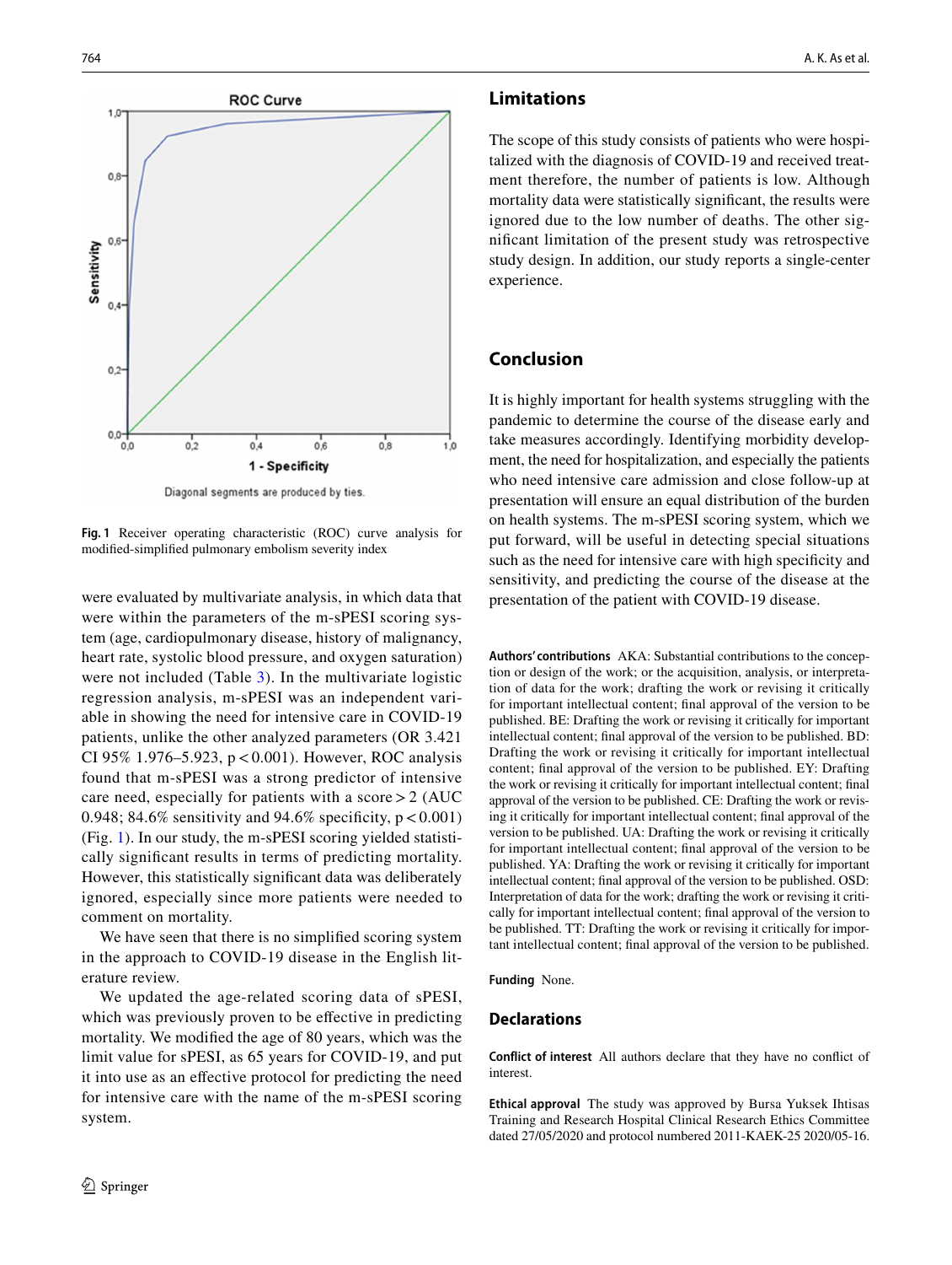Diagonal segments are produced by ties.

**Fig. 1** Receiver operating characteristic (ROC) curve analysis for modified-simplified pulmonary embolism severity index

were evaluated by multivariate analysis, in which data that were within the parameters of the m-sPESI scoring system (age, cardiopulmonary disease, history of malignancy, heart rate, systolic blood pressure, and oxygen saturation) were not included (Table 3). In the multivariate logistic regression analysis, m-sPESI was an independent variable in showing the need for intensive care in COVID-19 patients, unlike the other analyzed parameters (OR 3.421 CI 95% 1.976–5.923, $p < 0.001$). However, ROC analysis found that m-sPESI was a strong predictor of intensive care need, especially for patients with a score > 2 (AUC 0.948; 84.6% sensitivity and 94.6% specificity, $p < 0.001$) (Fig. 1). In our study, the m-sPESI scoring yielded statistically significant results in terms of predicting mortality. However, this statistically significant data was deliberately ignored, especially since more patients were needed to comment on mortality.

We have seen that there is no simplified scoring system in the approach to COVID-19 disease in the English literature review.

We updated the age-related scoring data of sPESI, which was previously proven to be effective in predicting mortality. We modified the age of 80 years, which was the limit value for sPESI, as 65 years for COVID-19, and put it into use as an effective protocol for predicting the need for intensive care with the name of the m-sPESI scoring system.

## Limitations

The scope of this study consists of patients who were hospitalized with the diagnosis of COVID-19 and received treatment therefore, the number of patients is low. Although mortality data were statistically significant, the results were ignored due to the low number of deaths. The other significant limitation of the present study was retrospective study design. In addition, our study reports a single-center experience.

## Conclusion

It is highly important for health systems struggling with the pandemic to determine the course of the disease early and take measures accordingly. Identifying morbidity development, the need for hospitalization, and especially the patients who need intensive care admission and close follow-up at presentation will ensure an equal distribution of the burden on health systems. The m-sPESI scoring system, which we put forward, will be useful in detecting special situations such as the need for intensive care with high specificity and sensitivity, and predicting the course of the disease at the presentation of the patient with COVID-19 disease.

**Authors' contributions** AKA: Substantial contributions to the conception or design of the work; or the acquisition, analysis, or interpretation of data for the work; drafting the work or revising it critically for important intellectual content; final approval of the version to be published. BE: Drafting the work or revising it critically for important intellectual content; final approval of the version to be published. BD: Drafting the work or revising it critically for important intellectual content; final approval of the version to be published. EY: Drafting the work or revising it critically for important intellectual content; final approval of the version to be published. CE: Drafting the work or revising it critically for important intellectual content; final approval of the version to be published. UA: Drafting the work or revising it critically for important intellectual content; final approval of the version to be published. YA: Drafting the work or revising it critically for important intellectual content; final approval of the version to be published. OSD: Interpretation of data for the work; drafting the work or revising it critically for important intellectual content; final approval of the version to be published. TT: Drafting the work or revising it critically for important intellectual content; final approval of the version to be published.

**Funding** None.

## Declarations

**Conflict of interest** All authors declare that they have no conflict of interest.

**Ethical approval** The study was approved by Bursa Yuksek Ihtisas Training and Research Hospital Clinical Research Ethics Committee dated 27/05/2020 and protocol numbered 2011-KAEK-25 2020/05-16.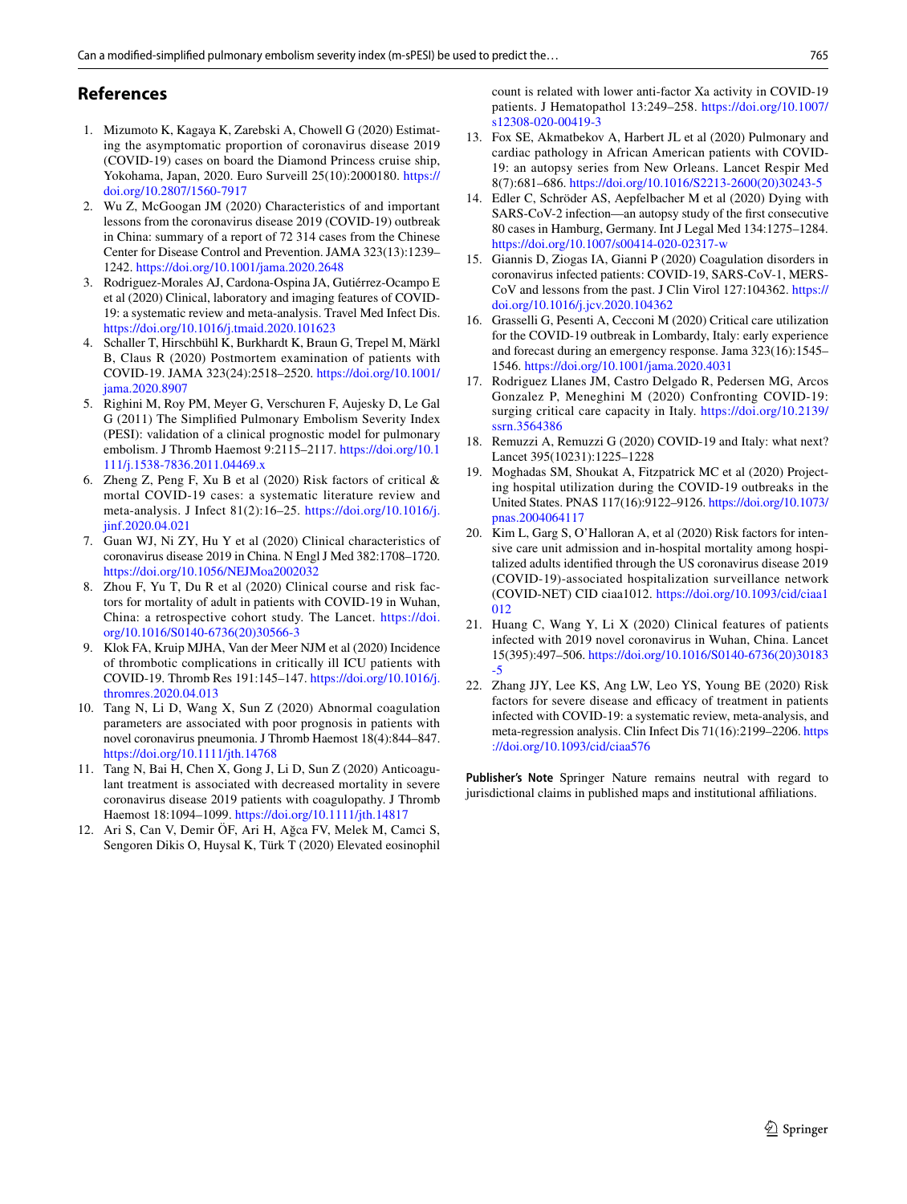## References

1. Mizumoto K, Kagaya K, Zarebski A, Chowell G (2020) Estimating the asymptomatic proportion of coronavirus disease 2019 (COVID-19) cases on board the Diamond Princess cruise ship, Yokohama, Japan, 2020. Euro Surveill 25(10):2000180. https://doi.org/10.2807/1560-7917
2. Wu Z, McGoogan JM (2020) Characteristics of and important lessons from the coronavirus disease 2019 (COVID-19) outbreak in China: summary of a report of 72 314 cases from the Chinese Center for Disease Control and Prevention. JAMA 323(13):1239–1242. https://doi.org/10.1001/jama.2020.2648
3. Rodriguez-Morales AJ, Cardona-Ospina JA, Gutiérrez-Ocampo E et al (2020) Clinical, laboratory and imaging features of COVID-19: a systematic review and meta-analysis. Travel Med Infect Dis. https://doi.org/10.1016/j.tmaid.2020.101623
4. Schaller T, Hirschbühl K, Burkhardt K, Braun G, Trepel M, Märkl B, Claus R (2020) Postmortem examination of patients with COVID-19. JAMA 323(24):2518–2520. https://doi.org/10.1001/jama.2020.8907
5. Righini M, Roy PM, Meyer G, Verschuren F, Aujesky D, Le Gal G (2011) The Simplified Pulmonary Embolism Severity Index (PESI): validation of a clinical prognostic model for pulmonary embolism. J Thromb Haemost 9:2115–2117. https://doi.org/10.1111/j.1538-7836.2011.04469.x
6. Zheng Z, Peng F, Xu B et al (2020) Risk factors of critical & mortal COVID-19 cases: a systematic literature review and meta-analysis. J Infect 81(2):16–25. https://doi.org/10.1016/j.jinf.2020.04.021
7. Guan WJ, Ni ZY, Hu Y et al (2020) Clinical characteristics of coronavirus disease 2019 in China. N Engl J Med 382:1708–1720. https://doi.org/10.1056/NEJMoa2002032
8. Zhou F, Yu T, Du R et al (2020) Clinical course and risk factors for mortality of adult in patients with COVID-19 in Wuhan, China: a retrospective cohort study. The Lancet. https://doi.org/10.1016/S0140-6736(20)30566-3
9. Klok FA, Kruip MJHA, Van der Meer NJM et al (2020) Incidence of thrombotic complications in critically ill ICU patients with COVID-19. Thromb Res 191:145–147. https://doi.org/10.1016/j.thromres.2020.04.013
10. Tang N, Li D, Wang X, Sun Z (2020) Abnormal coagulation parameters are associated with poor prognosis in patients with novel coronavirus pneumonia. J Thromb Haemost 18(4):844–847. https://doi.org/10.1111/jth.14768
11. Tang N, Bai H, Chen X, Gong J, Li D, Sun Z (2020) Anticoagulant treatment is associated with decreased mortality in severe coronavirus disease 2019 patients with coagulopathy. J Thromb Haemost 18:1094–1099. https://doi.org/10.1111/jth.14817
12. Ari S, Can V, Demir ÖF, Ari H, Ağça FV, Melek M, Camci S, Sengoren Dikis O, Huysal K, Türk T (2020) Elevated eosinophil count is related with lower anti-factor Xa activity in COVID-19 patients. J Hematopathol 13:249–258. https://doi.org/10.1007/s12308-020-00419-3
13. Fox SE, Akmatbekov A, Harbert JL et al (2020) Pulmonary and cardiac pathology in African American patients with COVID-19: an autopsy series from New Orleans. Lancet Respir Med 8(7):681–686. https://doi.org/10.1016/S2213-2600(20)30243-5
14. Edler C, Schröder AS, Aepfelbacher M et al (2020) Dying with SARS-CoV-2 infection—an autopsy study of the first consecutive 80 cases in Hamburg, Germany. Int J Legal Med 134:1275–1284. https://doi.org/10.1007/s00414-020-02317-w
15. Giannis D, Ziogas IA, Gianni P (2020) Coagulation disorders in coronavirus infected patients: COVID-19, SARS-CoV-1, MERS-CoV and lessons from the past. J Clin Virol 127:104362. https://doi.org/10.1016/j.jcv.2020.104362
16. Grasselli G, Pesenti A, Cecconi M (2020) Critical care utilization for the COVID-19 outbreak in Lombardy, Italy: early experience and forecast during an emergency response. Jama 323(16):1545–1546. https://doi.org/10.1001/jama.2020.4031
17. Rodriguez Llanes JM, Castro Delgado R, Pedersen MG, Arcos Gonzalez P, Meneghini M (2020) Confronting COVID-19: surging critical care capacity in Italy. https://doi.org/10.2139/ssrn.3564386
18. Remuzzi A, Remuzzi G (2020) COVID-19 and Italy: what next? Lancet 395(10231):1225–1228
19. Moghadas SM, Shoukat A, Fitzpatrick MC et al (2020) Projecting hospital utilization during the COVID-19 outbreaks in the United States. PNAS 117(16):9122–9126. https://doi.org/10.1073/pnas.2004064117
20. Kim L, Garg S, O'Halloran A, et al (2020) Risk factors for intensive care unit admission and in-hospital mortality among hospitalized adults identified through the US coronavirus disease 2019 (COVID-19)-associated hospitalization surveillance network (COVID-NET) CID ciaa1012. https://doi.org/10.1093/cid/ciaa1012
21. Huang C, Wang Y, Li X (2020) Clinical features of patients infected with 2019 novel coronavirus in Wuhan, China. Lancet 15(395):497–506. https://doi.org/10.1016/S0140-6736(20)30183-5
22. Zhang JJY, Lee KS, Ang LW, Leo YS, Young BE (2020) Risk factors for severe disease and efficacy of treatment in patients infected with COVID-19: a systematic review, meta-analysis, and meta-regression analysis. Clin Infect Dis 71(16):2199–2206. https://doi.org/10.1093/cid/ciaa576

**Publisher's Note** Springer Nature remains neutral with regard to jurisdictional claims in published maps and institutional affiliations.